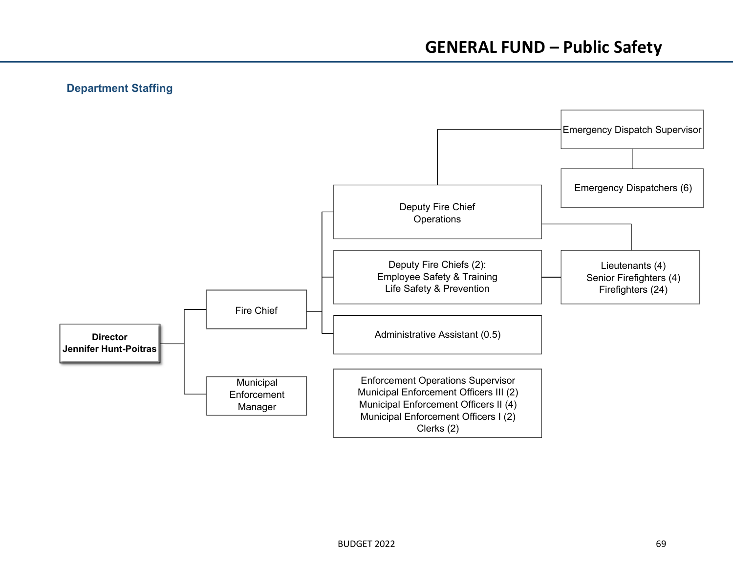# GENERAL FUND – Public Safety

## Department Staffing

- **Director**
  **Jennifer Hunt-Poitras**
  - Fire Chief
    - Deputy Fire Chief
      Operations
      - Emergency Dispatch Supervisor
        - Emergency Dispatchers (6)
      - Lieutenants (4)
        Senior Firefighters (4)
        Firefighters (24)
    - Deputy Fire Chiefs (2):
      Employee Safety & Training
      Life Safety & Prevention
      - Lieutenants (4)
        Senior Firefighters (4)
        Firefighters (24)
    - Administrative Assistant (0.5)
  - Municipal Enforcement Manager
    - Enforcement Operations Supervisor
      Municipal Enforcement Officers III (2)
      Municipal Enforcement Officers II (4)
      Municipal Enforcement Officers I (2)
      Clerks (2)

BUDGET 2022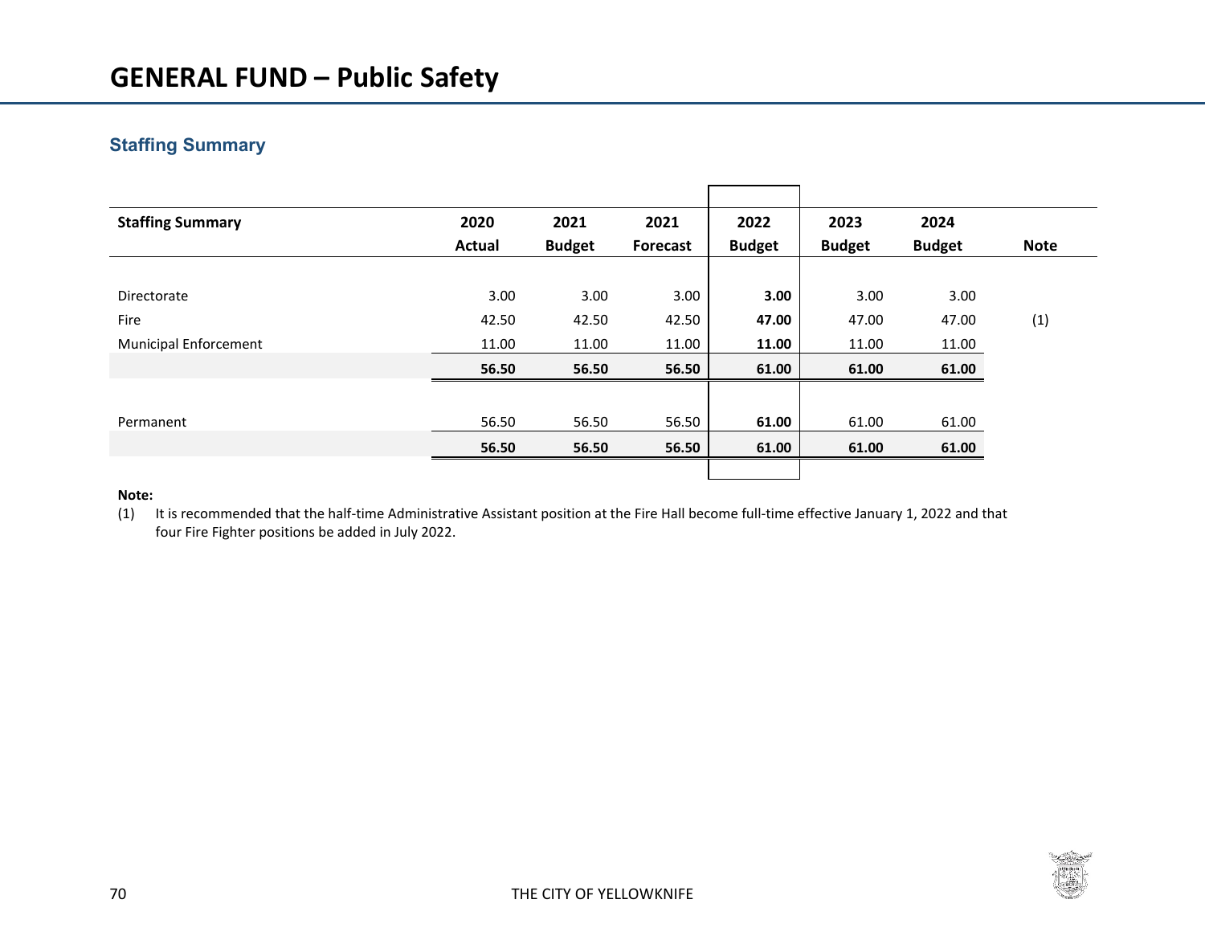# GENERAL FUND – Public Safety

## Staffing Summary

| Staffing Summary | 2020 Actual | 2021 Budget | 2021 Forecast | 2022 Budget | 2023 Budget | 2024 Budget | Note |
|---|---|---|---|---|---|---|---|
| Directorate | 3.00 | 3.00 | 3.00 | **3.00** | 3.00 | 3.00 | |
| Fire | 42.50 | 42.50 | 42.50 | **47.00** | 47.00 | 47.00 | (1) |
| Municipal Enforcement | 11.00 | 11.00 | 11.00 | **11.00** | 11.00 | 11.00 | |
| | **56.50** | **56.50** | **56.50** | **61.00** | **61.00** | **61.00** | |
| Permanent | 56.50 | 56.50 | 56.50 | **61.00** | 61.00 | 61.00 | |
| | **56.50** | **56.50** | **56.50** | **61.00** | **61.00** | **61.00** | |

**Note:**

(1) It is recommended that the half-time Administrative Assistant position at the Fire Hall become full-time effective January 1, 2022 and that four Fire Fighter positions be added in July 2022.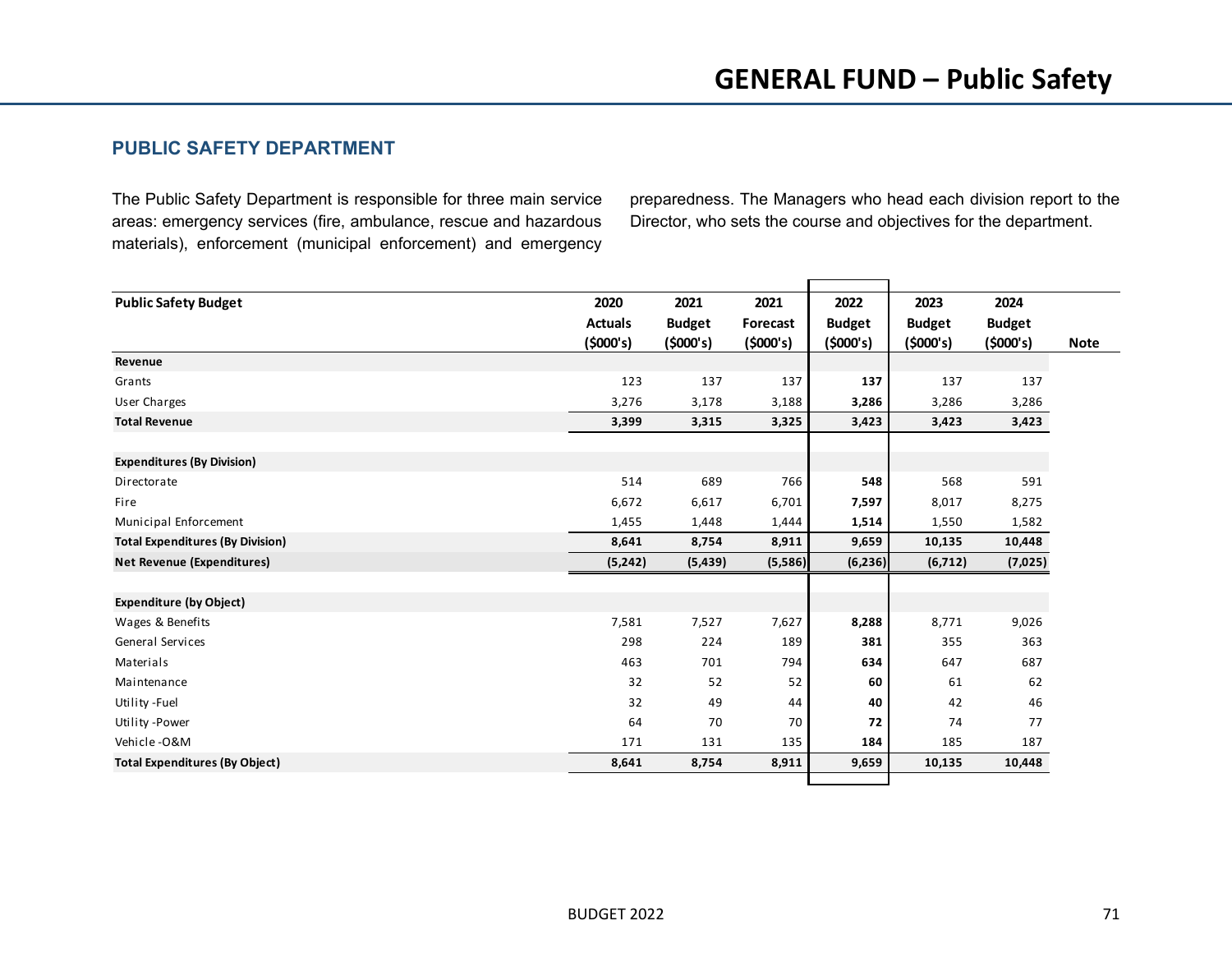## PUBLIC SAFETY DEPARTMENT

The Public Safety Department is responsible for three main service areas: emergency services (fire, ambulance, rescue and hazardous materials), enforcement (municipal enforcement) and emergency preparedness. The Managers who head each division report to the Director, who sets the course and objectives for the department.

| Public Safety Budget | 2020 Actuals ($000's) | 2021 Budget ($000's) | 2021 Forecast ($000's) | 2022 Budget ($000's) | 2023 Budget ($000's) | 2024 Budget ($000's) | Note |
|---|---|---|---|---|---|---|---|
| **Revenue** | | | | | | | |
| Grants | 123 | 137 | 137 | **137** | 137 | 137 | |
| User Charges | 3,276 | 3,178 | 3,188 | **3,286** | 3,286 | 3,286 | |
| **Total Revenue** | **3,399** | **3,315** | **3,325** | **3,423** | **3,423** | **3,423** | |
| | | | | | | | |
| **Expenditures (By Division)** | | | | | | | |
| Directorate | 514 | 689 | 766 | **548** | 568 | 591 | |
| Fire | 6,672 | 6,617 | 6,701 | **7,597** | 8,017 | 8,275 | |
| Municipal Enforcement | 1,455 | 1,448 | 1,444 | **1,514** | 1,550 | 1,582 | |
| **Total Expenditures (By Division)** | **8,641** | **8,754** | **8,911** | **9,659** | **10,135** | **10,448** | |
| **Net Revenue (Expenditures)** | **(5,242)** | **(5,439)** | **(5,586)** | **(6,236)** | **(6,712)** | **(7,025)** | |
| | | | | | | | |
| **Expenditure (by Object)** | | | | | | | |
| Wages & Benefits | 7,581 | 7,527 | 7,627 | **8,288** | 8,771 | 9,026 | |
| General Services | 298 | 224 | 189 | **381** | 355 | 363 | |
| Materials | 463 | 701 | 794 | **634** | 647 | 687 | |
| Maintenance | 32 | 52 | 52 | **60** | 61 | 62 | |
| Utility -Fuel | 32 | 49 | 44 | **40** | 42 | 46 | |
| Utility -Power | 64 | 70 | 70 | **72** | 74 | 77 | |
| Vehicle -O&M | 171 | 131 | 135 | **184** | 185 | 187 | |
| **Total Expenditures (By Object)** | **8,641** | **8,754** | **8,911** | **9,659** | **10,135** | **10,448** | |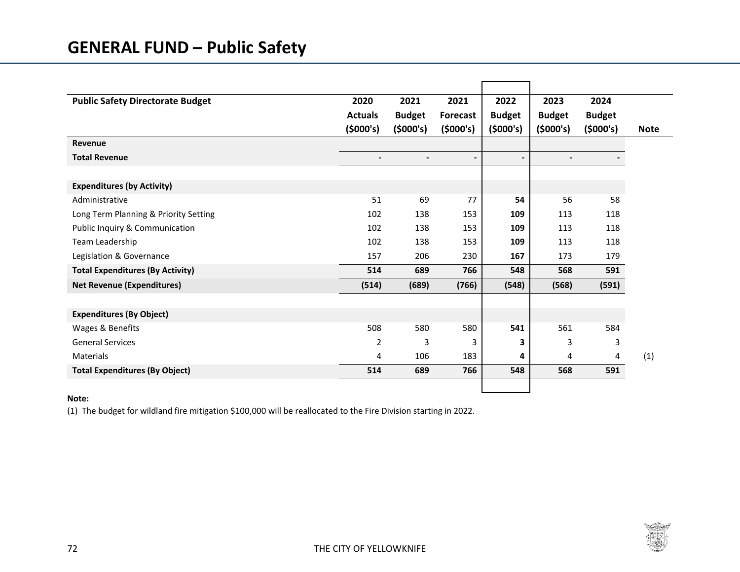# GENERAL FUND – Public Safety

| Public Safety Directorate Budget | 2020 Actuals ($000's) | 2021 Budget ($000's) | 2021 Forecast ($000's) | 2022 Budget ($000's) | 2023 Budget ($000's) | 2024 Budget ($000's) | Note |
|---|---|---|---|---|---|---|---|
| **Revenue** | | | | | | | |
| **Total Revenue** | - | - | - | - | - | - | |
| | | | | | | | |
| **Expenditures (by Activity)** | | | | | | | |
| Administrative | 51 | 69 | 77 | **54** | 56 | 58 | |
| Long Term Planning & Priority Setting | 102 | 138 | 153 | **109** | 113 | 118 | |
| Public Inquiry & Communication | 102 | 138 | 153 | **109** | 113 | 118 | |
| Team Leadership | 102 | 138 | 153 | **109** | 113 | 118 | |
| Legislation & Governance | 157 | 206 | 230 | **167** | 173 | 179 | |
| **Total Expenditures (By Activity)** | **514** | **689** | **766** | **548** | **568** | **591** | |
| **Net Revenue (Expenditures)** | **(514)** | **(689)** | **(766)** | **(548)** | **(568)** | **(591)** | |
| | | | | | | | |
| **Expenditures (By Object)** | | | | | | | |
| Wages & Benefits | 508 | 580 | 580 | **541** | 561 | 584 | |
| General Services | 2 | 3 | 3 | **3** | 3 | 3 | |
| Materials | 4 | 106 | 183 | **4** | 4 | 4 | (1) |
| **Total Expenditures (By Object)** | **514** | **689** | **766** | **548** | **568** | **591** | |

**Note:**

(1) The budget for wildland fire mitigation $100,000 will be reallocated to the Fire Division starting in 2022.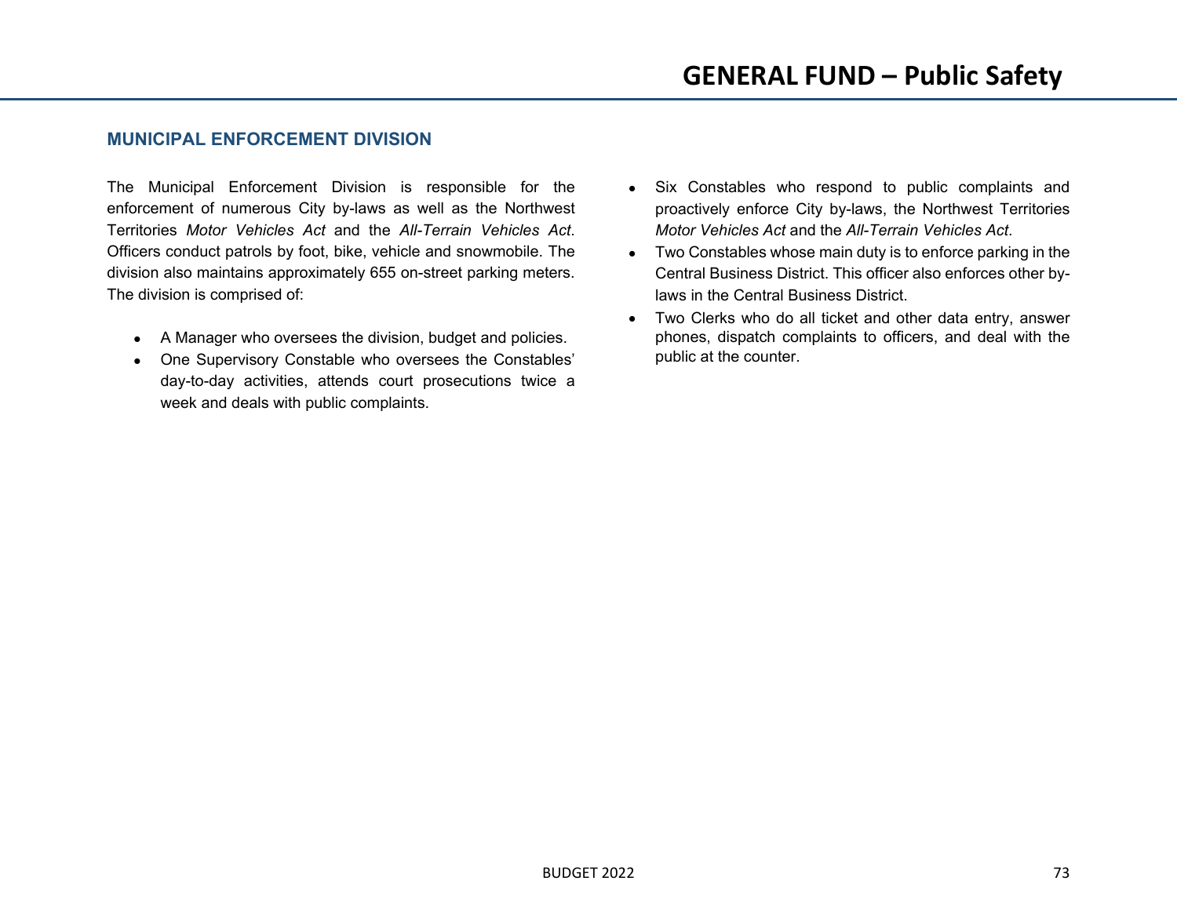## MUNICIPAL ENFORCEMENT DIVISION

The Municipal Enforcement Division is responsible for the enforcement of numerous City by-laws as well as the Northwest Territories *Motor Vehicles Act* and the *All-Terrain Vehicles Act*. Officers conduct patrols by foot, bike, vehicle and snowmobile. The division also maintains approximately 655 on-street parking meters. The division is comprised of:

- A Manager who oversees the division, budget and policies.
- One Supervisory Constable who oversees the Constables' day-to-day activities, attends court prosecutions twice a week and deals with public complaints.
- Six Constables who respond to public complaints and proactively enforce City by-laws, the Northwest Territories *Motor Vehicles Act* and the *All-Terrain Vehicles Act*.
- Two Constables whose main duty is to enforce parking in the Central Business District. This officer also enforces other by-laws in the Central Business District.
- Two Clerks who do all ticket and other data entry, answer phones, dispatch complaints to officers, and deal with the public at the counter.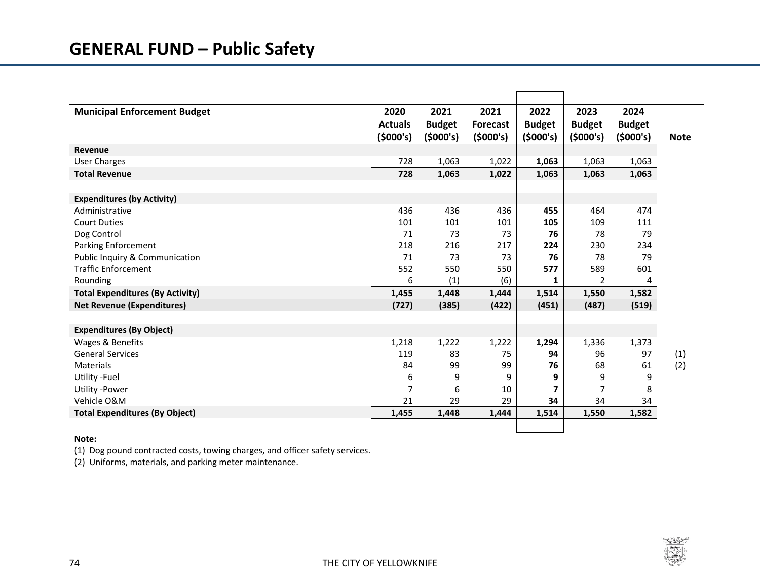# GENERAL FUND – Public Safety

| Municipal Enforcement Budget | 2020 Actuals ($000's) | 2021 Budget ($000's) | 2021 Forecast ($000's) | 2022 Budget ($000's) | 2023 Budget ($000's) | 2024 Budget ($000's) | Note |
|---|---|---|---|---|---|---|---|
| **Revenue** | | | | | | | |
| User Charges | 728 | 1,063 | 1,022 | **1,063** | 1,063 | 1,063 | |
| **Total Revenue** | **728** | **1,063** | **1,022** | **1,063** | **1,063** | **1,063** | |
| | | | | | | | |
| **Expenditures (by Activity)** | | | | | | | |
| Administrative | 436 | 436 | 436 | **455** | 464 | 474 | |
| Court Duties | 101 | 101 | 101 | **105** | 109 | 111 | |
| Dog Control | 71 | 73 | 73 | **76** | 78 | 79 | |
| Parking Enforcement | 218 | 216 | 217 | **224** | 230 | 234 | |
| Public Inquiry & Communication | 71 | 73 | 73 | **76** | 78 | 79 | |
| Traffic Enforcement | 552 | 550 | 550 | **577** | 589 | 601 | |
| Rounding | 6 | (1) | (6) | **1** | 2 | 4 | |
| **Total Expenditures (By Activity)** | **1,455** | **1,448** | **1,444** | **1,514** | **1,550** | **1,582** | |
| **Net Revenue (Expenditures)** | **(727)** | **(385)** | **(422)** | **(451)** | **(487)** | **(519)** | |
| | | | | | | | |
| **Expenditures (By Object)** | | | | | | | |
| Wages & Benefits | 1,218 | 1,222 | 1,222 | **1,294** | 1,336 | 1,373 | |
| General Services | 119 | 83 | 75 | **94** | 96 | 97 | (1) |
| Materials | 84 | 99 | 99 | **76** | 68 | 61 | (2) |
| Utility -Fuel | 6 | 9 | 9 | **9** | 9 | 9 | |
| Utility -Power | 7 | 6 | 10 | **7** | 7 | 8 | |
| Vehicle O&M | 21 | 29 | 29 | **34** | 34 | 34 | |
| **Total Expenditures (By Object)** | **1,455** | **1,448** | **1,444** | **1,514** | **1,550** | **1,582** | |

**Note:**

(1) Dog pound contracted costs, towing charges, and officer safety services.

(2) Uniforms, materials, and parking meter maintenance.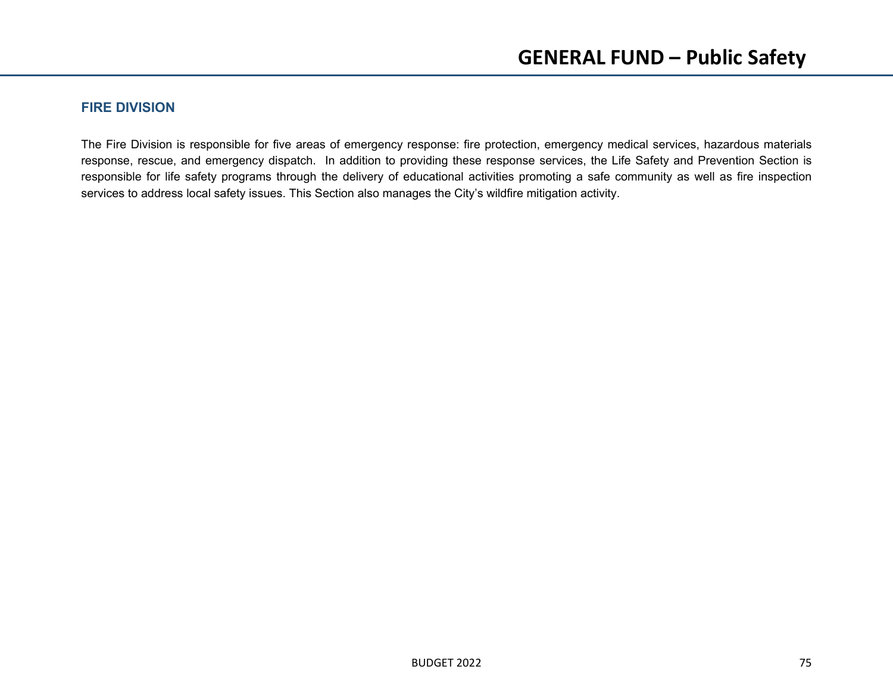## FIRE DIVISION

The Fire Division is responsible for five areas of emergency response: fire protection, emergency medical services, hazardous materials response, rescue, and emergency dispatch. In addition to providing these response services, the Life Safety and Prevention Section is responsible for life safety programs through the delivery of educational activities promoting a safe community as well as fire inspection services to address local safety issues. This Section also manages the City's wildfire mitigation activity.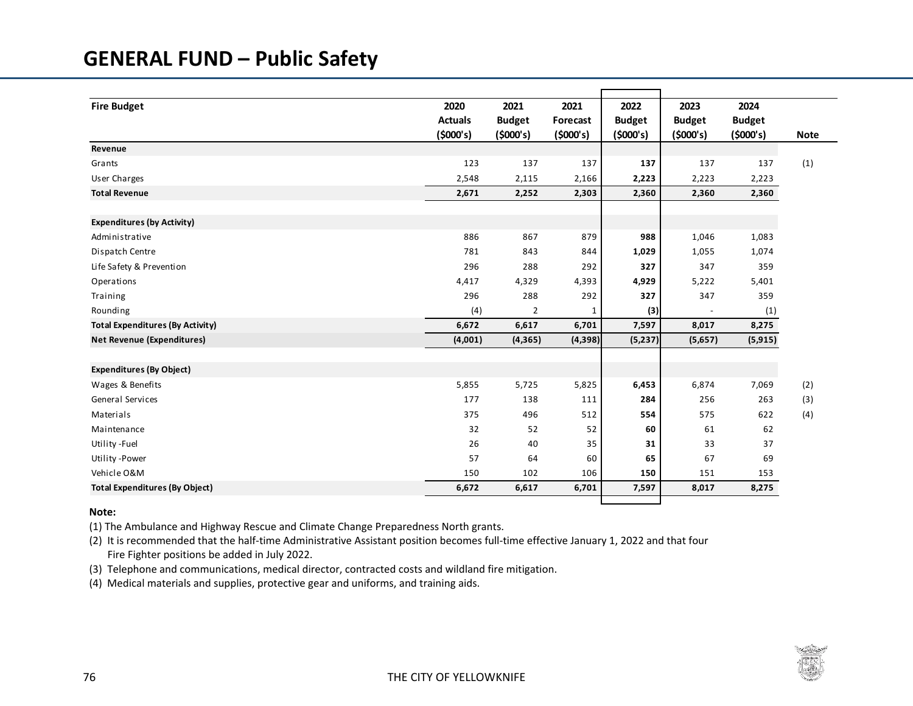# GENERAL FUND – Public Safety

| Fire Budget | 2020 Actuals ($000's) | 2021 Budget ($000's) | 2021 Forecast ($000's) | 2022 Budget ($000's) | 2023 Budget ($000's) | 2024 Budget ($000's) | Note |
|---|---|---|---|---|---|---|---|
| **Revenue** | | | | | | | |
| Grants | 123 | 137 | 137 | **137** | 137 | 137 | (1) |
| User Charges | 2,548 | 2,115 | 2,166 | **2,223** | 2,223 | 2,223 | |
| **Total Revenue** | **2,671** | **2,252** | **2,303** | **2,360** | **2,360** | **2,360** | |
| | | | | | | | |
| **Expenditures (by Activity)** | | | | | | | |
| Administrative | 886 | 867 | 879 | **988** | 1,046 | 1,083 | |
| Dispatch Centre | 781 | 843 | 844 | **1,029** | 1,055 | 1,074 | |
| Life Safety & Prevention | 296 | 288 | 292 | **327** | 347 | 359 | |
| Operations | 4,417 | 4,329 | 4,393 | **4,929** | 5,222 | 5,401 | |
| Training | 296 | 288 | 292 | **327** | 347 | 359 | |
| Rounding | (4) | 2 | 1 | **(3)** | - | (1) | |
| **Total Expenditures (By Activity)** | **6,672** | **6,617** | **6,701** | **7,597** | **8,017** | **8,275** | |
| **Net Revenue (Expenditures)** | **(4,001)** | **(4,365)** | **(4,398)** | **(5,237)** | **(5,657)** | **(5,915)** | |
| | | | | | | | |
| **Expenditures (By Object)** | | | | | | | |
| Wages & Benefits | 5,855 | 5,725 | 5,825 | **6,453** | 6,874 | 7,069 | (2) |
| General Services | 177 | 138 | 111 | **284** | 256 | 263 | (3) |
| Materials | 375 | 496 | 512 | **554** | 575 | 622 | (4) |
| Maintenance | 32 | 52 | 52 | **60** | 61 | 62 | |
| Utility -Fuel | 26 | 40 | 35 | **31** | 33 | 37 | |
| Utility -Power | 57 | 64 | 60 | **65** | 67 | 69 | |
| Vehicle O&M | 150 | 102 | 106 | **150** | 151 | 153 | |
| **Total Expenditures (By Object)** | **6,672** | **6,617** | **6,701** | **7,597** | **8,017** | **8,275** | |

**Note:**

(1) The Ambulance and Highway Rescue and Climate Change Preparedness North grants.

(2) It is recommended that the half-time Administrative Assistant position becomes full-time effective January 1, 2022 and that four Fire Fighter positions be added in July 2022.

(3) Telephone and communications, medical director, contracted costs and wildland fire mitigation.

(4) Medical materials and supplies, protective gear and uniforms, and training aids.